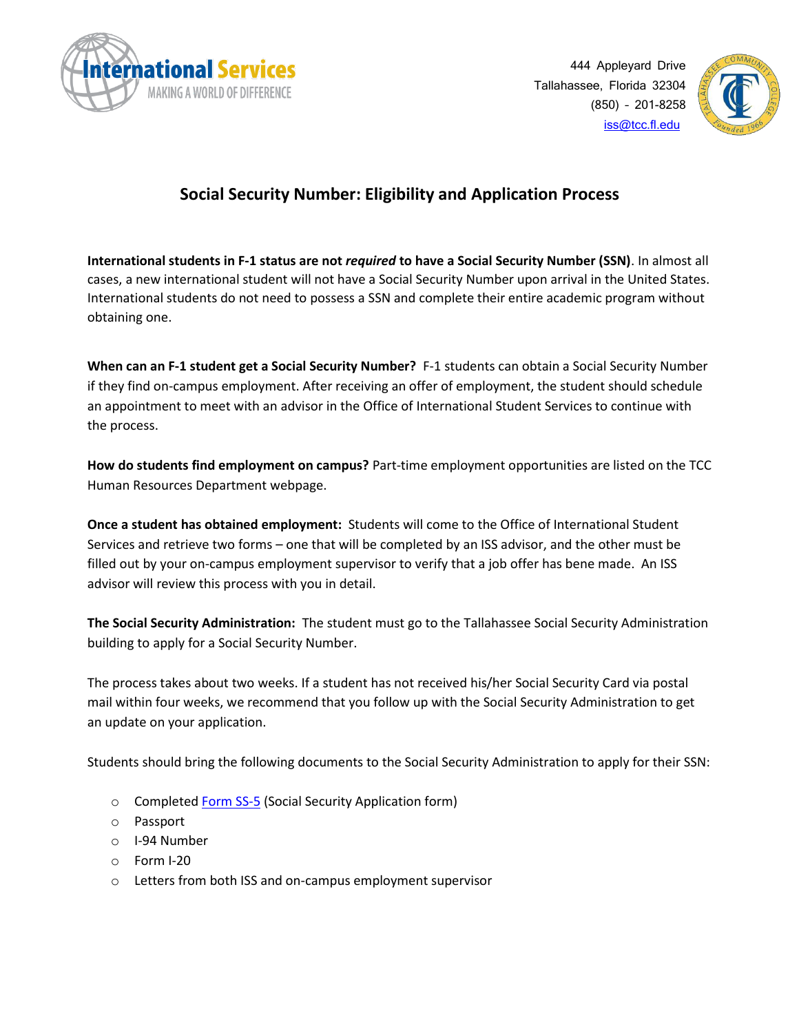International Services
MAKING A WORLD OF DIFFERENCE

444 Appleyard Drive
Tallahassee, Florida 32304
(850) - 201-8258
iss@tcc.fl.edu

# Social Security Number: Eligibility and Application Process

**International students in F-1 status are not *required* to have a Social Security Number (SSN)**. In almost all cases, a new international student will not have a Social Security Number upon arrival in the United States. International students do not need to possess a SSN and complete their entire academic program without obtaining one.

**When can an F-1 student get a Social Security Number?** F-1 students can obtain a Social Security Number if they find on-campus employment. After receiving an offer of employment, the student should schedule an appointment to meet with an advisor in the Office of International Student Services to continue with the process.

**How do students find employment on campus?** Part-time employment opportunities are listed on the TCC Human Resources Department webpage.

**Once a student has obtained employment:** Students will come to the Office of International Student Services and retrieve two forms – one that will be completed by an ISS advisor, and the other must be filled out by your on-campus employment supervisor to verify that a job offer has bene made. An ISS advisor will review this process with you in detail.

**The Social Security Administration:** The student must go to the Tallahassee Social Security Administration building to apply for a Social Security Number.

The process takes about two weeks. If a student has not received his/her Social Security Card via postal mail within four weeks, we recommend that you follow up with the Social Security Administration to get an update on your application.

Students should bring the following documents to the Social Security Administration to apply for their SSN:

- Completed Form SS-5 (Social Security Application form)
- Passport
- I-94 Number
- Form I-20
- Letters from both ISS and on-campus employment supervisor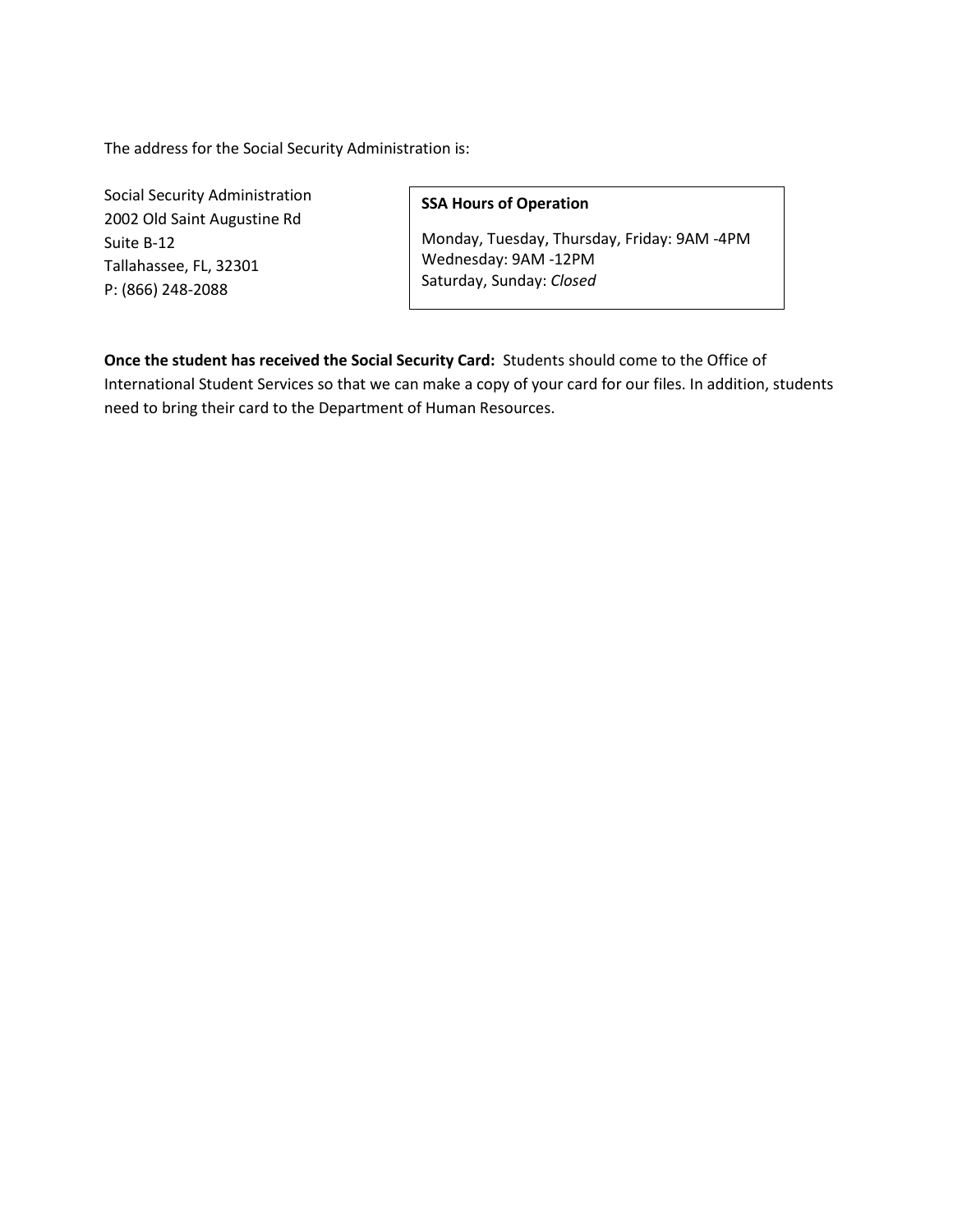The address for the Social Security Administration is:

Social Security Administration
2002 Old Saint Augustine Rd
Suite B-12
Tallahassee, FL, 32301
P: (866) 248-2088

**SSA Hours of Operation**

Monday, Tuesday, Thursday, Friday: 9AM -4PM
Wednesday: 9AM -12PM
Saturday, Sunday: *Closed*

**Once the student has received the Social Security Card:** Students should come to the Office of International Student Services so that we can make a copy of your card for our files. In addition, students need to bring their card to the Department of Human Resources.